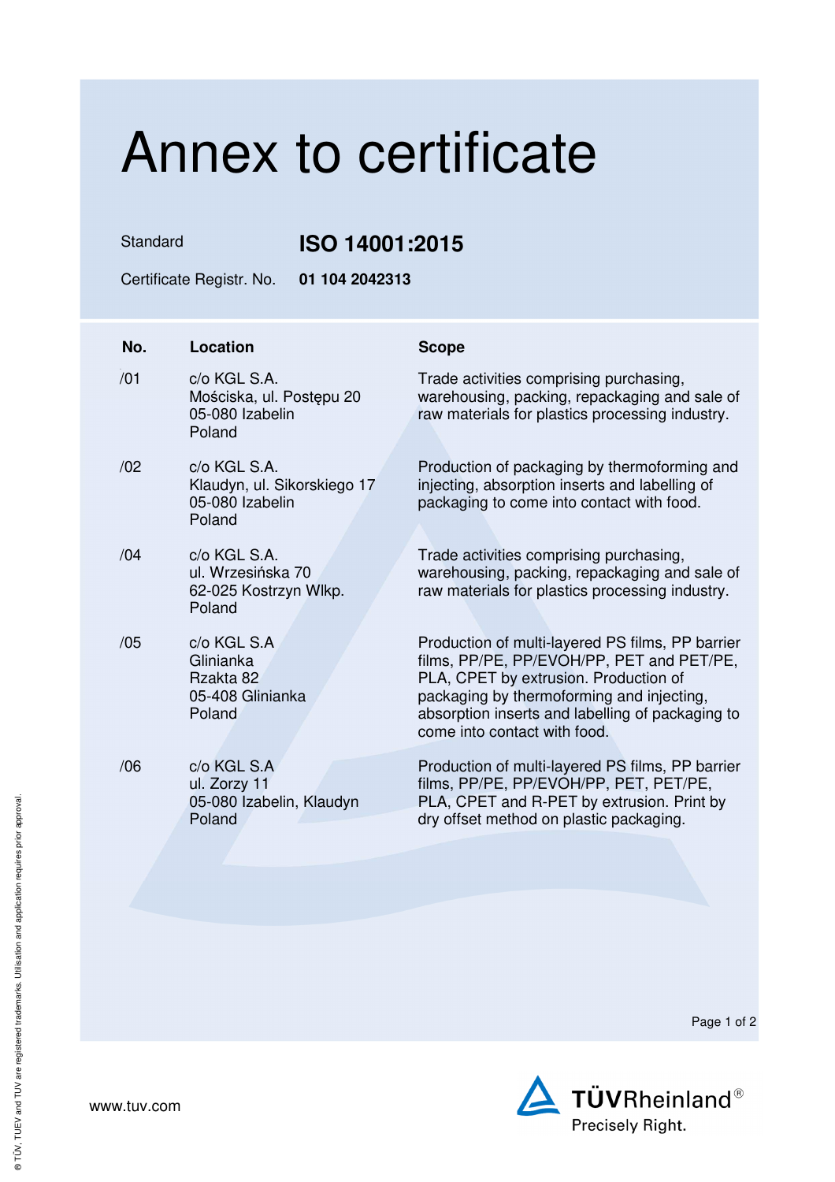# Annex to certificate

Standard **ISO 14001:2015**

Certificate Registr. No. **01 104 2042313**

| No. | Location | Scope |
|---|---|---|
| /01 | c/o KGL S.A.<br>Mościska, ul. Postępu 20<br>05-080 Izabelin<br>Poland | Trade activities comprising purchasing, warehousing, packing, repackaging and sale of raw materials for plastics processing industry. |
| /02 | c/o KGL S.A.<br>Klaudyn, ul. Sikorskiego 17<br>05-080 Izabelin<br>Poland | Production of packaging by thermoforming and injecting, absorption inserts and labelling of packaging to come into contact with food. |
| /04 | c/o KGL S.A.<br>ul. Wrzesińska 70<br>62-025 Kostrzyn Wlkp.<br>Poland | Trade activities comprising purchasing, warehousing, packing, repackaging and sale of raw materials for plastics processing industry. |
| /05 | c/o KGL S.A<br>Glinianka<br>Rzakta 82<br>05-408 Glinianka<br>Poland | Production of multi-layered PS films, PP barrier films, PP/PE, PP/EVOH/PP, PET and PET/PE, PLA, CPET by extrusion. Production of packaging by thermoforming and injecting, absorption inserts and labelling of packaging to come into contact with food. |
| /06 | c/o KGL S.A<br>ul. Zorzy 11<br>05-080 Izabelin, Klaudyn<br>Poland | Production of multi-layered PS films, PP barrier films, PP/PE, PP/EVOH/PP, PET, PET/PE, PLA, CPET and R-PET by extrusion. Print by dry offset method on plastic packaging. |

www.tuv.com

TÜVRheinland®
Precisely Right.

® TÜV, TUEV and TUV are registered trademarks. Utilisation and application requires prior approval.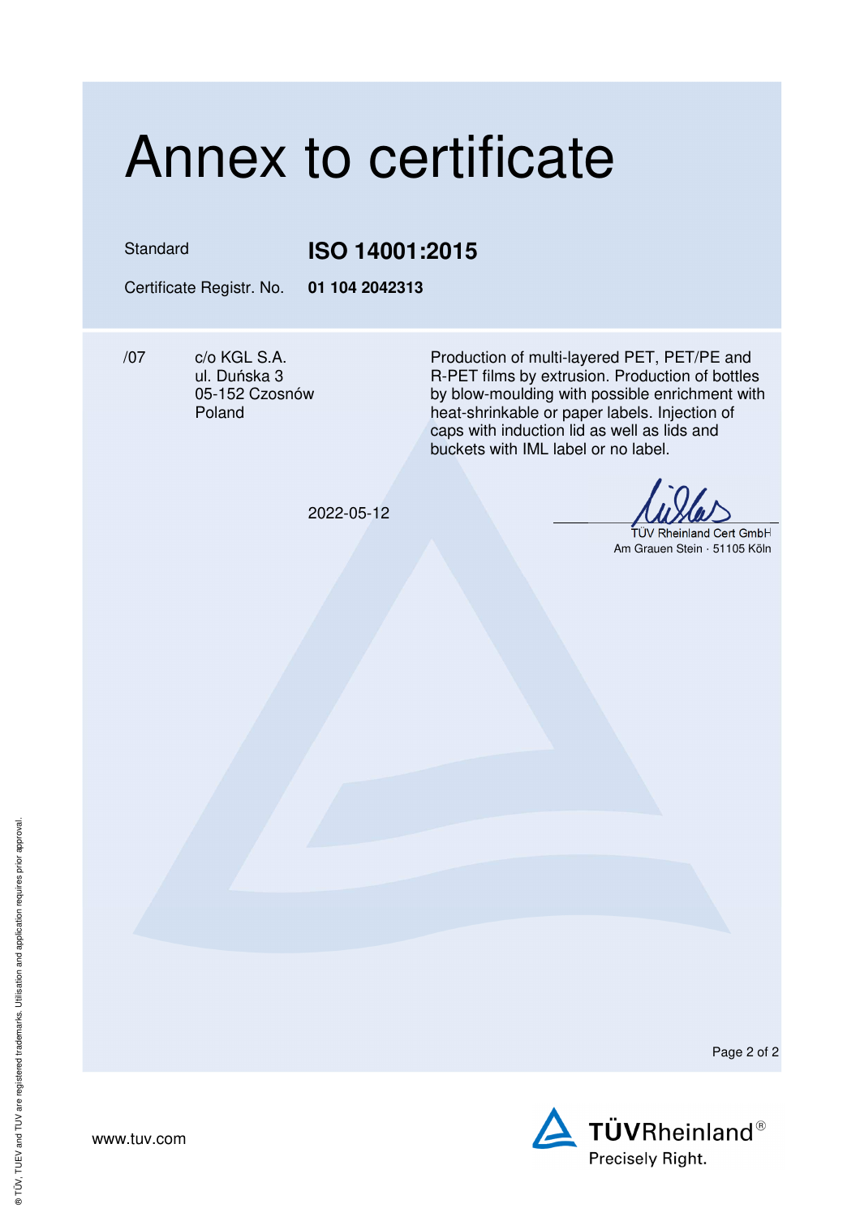# Annex to certificate

Standard **ISO 14001:2015**

Certificate Registr. No. **01 104 2042313**

| | | |
|---|---|---|
| /07 | c/o KGL S.A.<br>ul. Duńska 3<br>05-152 Czosnów<br>Poland | Production of multi-layered PET, PET/PE and R-PET films by extrusion. Production of bottles by blow-moulding with possible enrichment with heat-shrinkable or paper labels. Injection of caps with induction lid as well as lids and buckets with IML label or no label. |

2022-05-12

TÜV Rheinland Cert GmbH
Am Grauen Stein · 51105 Köln

www.tuv.com

TÜVRheinland®
Precisely Right.

® TÜV, TUEV and TUV are registered trademarks. Utilisation and application requires prior approval.